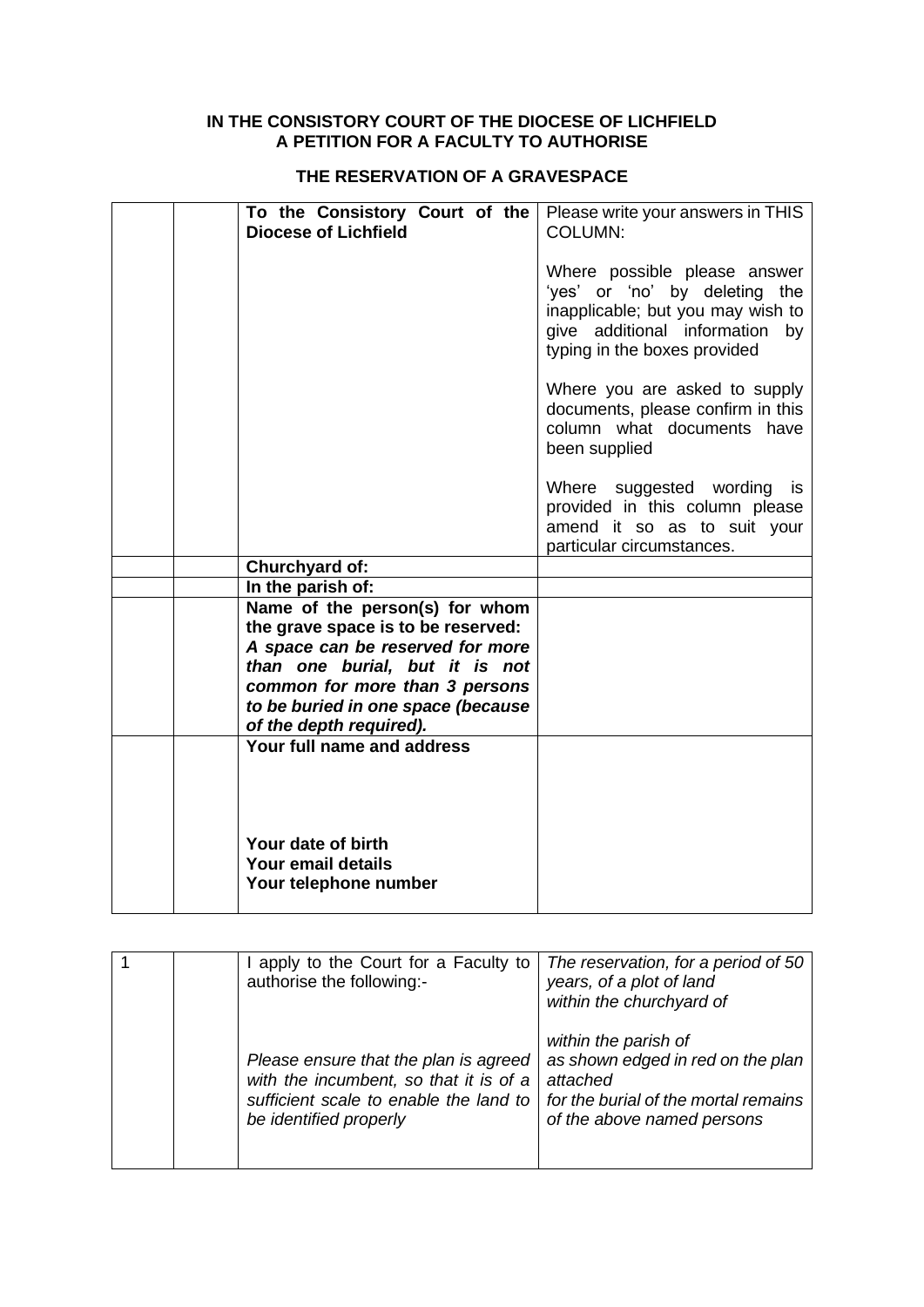**IN THE CONSISTORY COURT OF THE DIOCESE OF LICHFIELD**
**A PETITION FOR A FACULTY TO AUTHORISE**

**THE RESERVATION OF A GRAVESPACE**

| | | | |
|---|---|---|---|
| | | **To the Consistory Court of the Diocese of Lichfield** | Please write your answers in THIS COLUMN:<br><br>Where possible please answer 'yes' or 'no' by deleting the inapplicable; but you may wish to give additional information by typing in the boxes provided<br><br>Where you are asked to supply documents, please confirm in this column what documents have been supplied<br><br>Where suggested wording is provided in this column please amend it so as to suit your particular circumstances. |
| | | **Churchyard of:** | |
| | | **In the parish of:** | |
| | | **Name of the person(s) for whom the grave space is to be reserved:**<br>***A space can be reserved for more than one burial, but it is not common for more than 3 persons to be buried in one space (because of the depth required).*** | |
| | | **Your full name and address**<br><br><br><br>**Your date of birth**<br>**Your email details**<br>**Your telephone number** | |

| | | | |
|---|---|---|---|
| 1 | | I apply to the Court for a Faculty to authorise the following:-<br><br>*Please ensure that the plan is agreed with the incumbent, so that it is of a sufficient scale to enable the land to be identified properly* | *The reservation, for a period of 50 years, of a plot of land within the churchyard of*<br><br>*within the parish of*<br>*as shown edged in red on the plan attached*<br>*for the burial of the mortal remains of the above named persons* |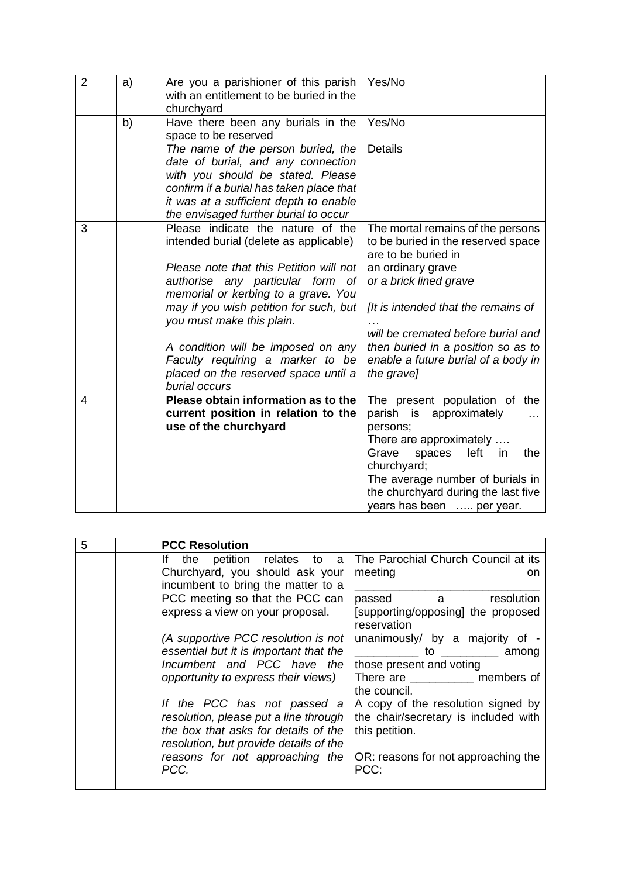| | | | |
|---|---|---|---|
| 2 | a) | Are you a parishioner of this parish with an entitlement to be buried in the churchyard | Yes/No |
| | b) | Have there been any burials in the space to be reserved<br>*The name of the person buried, the date of burial, and any connection with you should be stated. Please confirm if a burial has taken place that it was at a sufficient depth to enable the envisaged further burial to occur* | Yes/No<br><br>Details |
| 3 | | Please indicate the nature of the intended burial (delete as applicable)<br><br>*Please note that this Petition will not authorise any particular form of memorial or kerbing to a grave. You may if you wish petition for such, but you must make this plain.*<br><br>*A condition will be imposed on any Faculty requiring a marker to be placed on the reserved space until a burial occurs* | The mortal remains of the persons to be buried in the reserved space are to be buried in<br>an ordinary grave<br>*or a brick lined grave*<br><br>*[It is intended that the remains of …*<br>*will be cremated before burial and then buried in a position so as to enable a future burial of a body in the grave]* |
| 4 | | **Please obtain information as to the current position in relation to the use of the churchyard** | The present population of the parish is approximately … persons;<br>There are approximately ….<br>Grave spaces left in the churchyard;<br>The average number of burials in the churchyard during the last five years has been ….. per year. |

| | | | |
|---|---|---|---|
| 5 | | **PCC Resolution** | |
| | | If the petition relates to a Churchyard, you should ask your incumbent to bring the matter to a PCC meeting so that the PCC can express a view on your proposal.<br><br>*(A supportive PCC resolution is not essential but it is important that the Incumbent and PCC have the opportunity to express their views)*<br><br>*If the PCC has not passed a resolution, please put a line through the box that asks for details of the resolution, but provide details of the reasons for not approaching the PCC.* | The Parochial Church Council at its meeting on ____________________________<br>passed a resolution [supporting/opposing] the proposed reservation<br>unanimously/ by a majority of - __________ to _________ among those present and voting<br>There are __________ members of the council.<br>A copy of the resolution signed by the chair/secretary is included with this petition.<br><br>OR: reasons for not approaching the PCC: |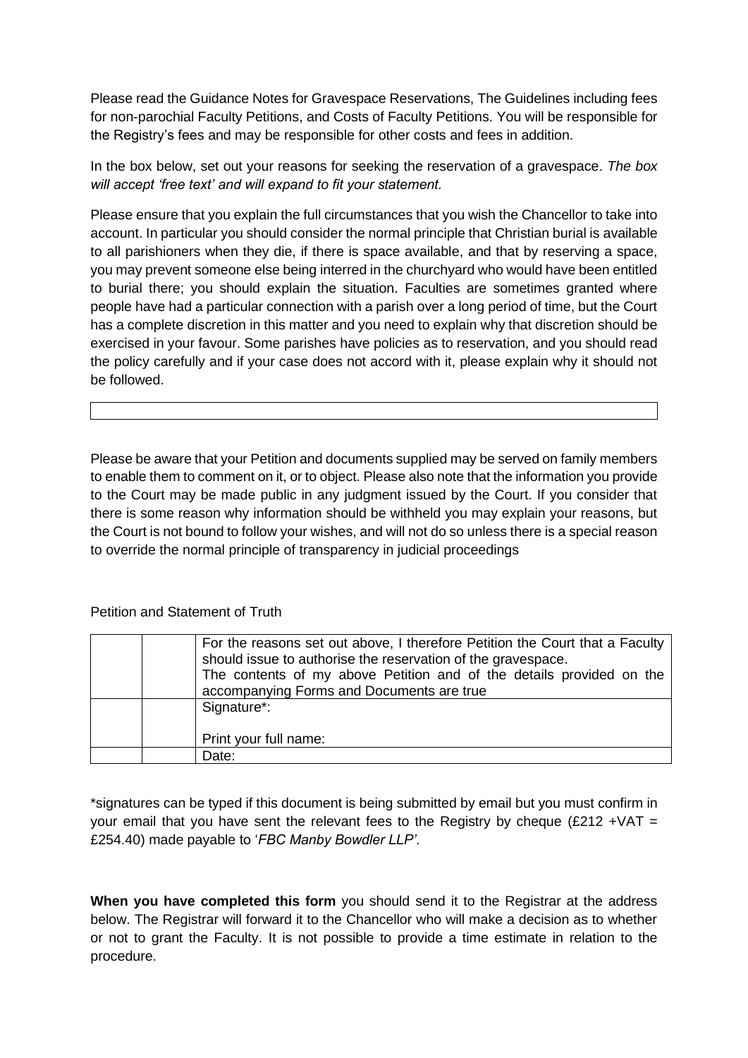Please read the Guidance Notes for Gravespace Reservations, The Guidelines including fees for non-parochial Faculty Petitions, and Costs of Faculty Petitions. You will be responsible for the Registry's fees and may be responsible for other costs and fees in addition.

In the box below, set out your reasons for seeking the reservation of a gravespace. *The box will accept 'free text' and will expand to fit your statement.*

Please ensure that you explain the full circumstances that you wish the Chancellor to take into account. In particular you should consider the normal principle that Christian burial is available to all parishioners when they die, if there is space available, and that by reserving a space, you may prevent someone else being interred in the churchyard who would have been entitled to burial there; you should explain the situation. Faculties are sometimes granted where people have had a particular connection with a parish over a long period of time, but the Court has a complete discretion in this matter and you need to explain why that discretion should be exercised in your favour. Some parishes have policies as to reservation, and you should read the policy carefully and if your case does not accord with it, please explain why it should not be followed.

| |
|---|
| |

Please be aware that your Petition and documents supplied may be served on family members to enable them to comment on it, or to object. Please also note that the information you provide to the Court may be made public in any judgment issued by the Court. If you consider that there is some reason why information should be withheld you may explain your reasons, but the Court is not bound to follow your wishes, and will not do so unless there is a special reason to override the normal principle of transparency in judicial proceedings

Petition and Statement of Truth

| | | |
|---|---|---|
| | | For the reasons set out above, I therefore Petition the Court that a Faculty should issue to authorise the reservation of the gravespace.<br>The contents of my above Petition and of the details provided on the accompanying Forms and Documents are true |
| | | Signature*:<br><br>Print your full name: |
| | | Date: |

*signatures can be typed if this document is being submitted by email but you must confirm in your email that you have sent the relevant fees to the Registry by cheque (£212 +VAT = £254.40) made payable to '*FBC Manby Bowdler LLP*'.

**When you have completed this form** you should send it to the Registrar at the address below. The Registrar will forward it to the Chancellor who will make a decision as to whether or not to grant the Faculty. It is not possible to provide a time estimate in relation to the procedure.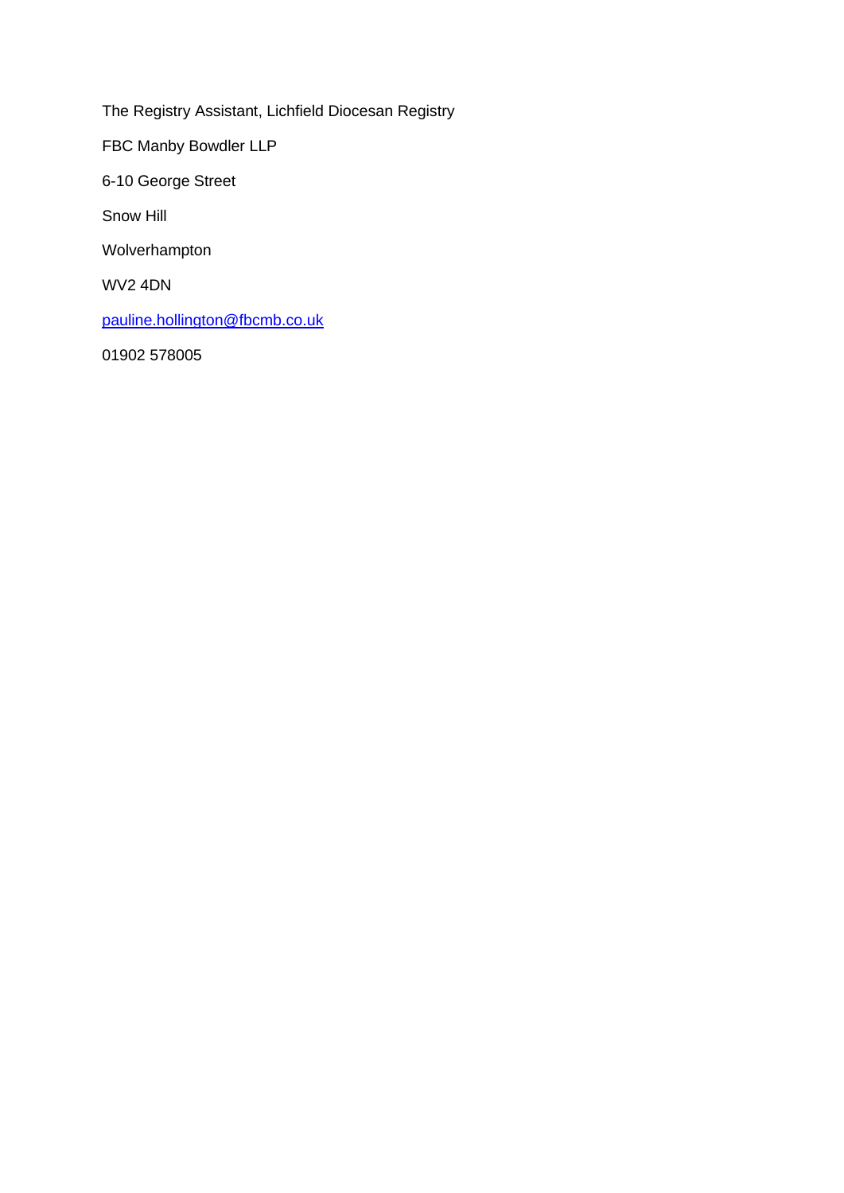The Registry Assistant, Lichfield Diocesan Registry

FBC Manby Bowdler LLP

6-10 George Street

Snow Hill

Wolverhampton

WV2 4DN

pauline.hollington@fbcmb.co.uk

01902 578005